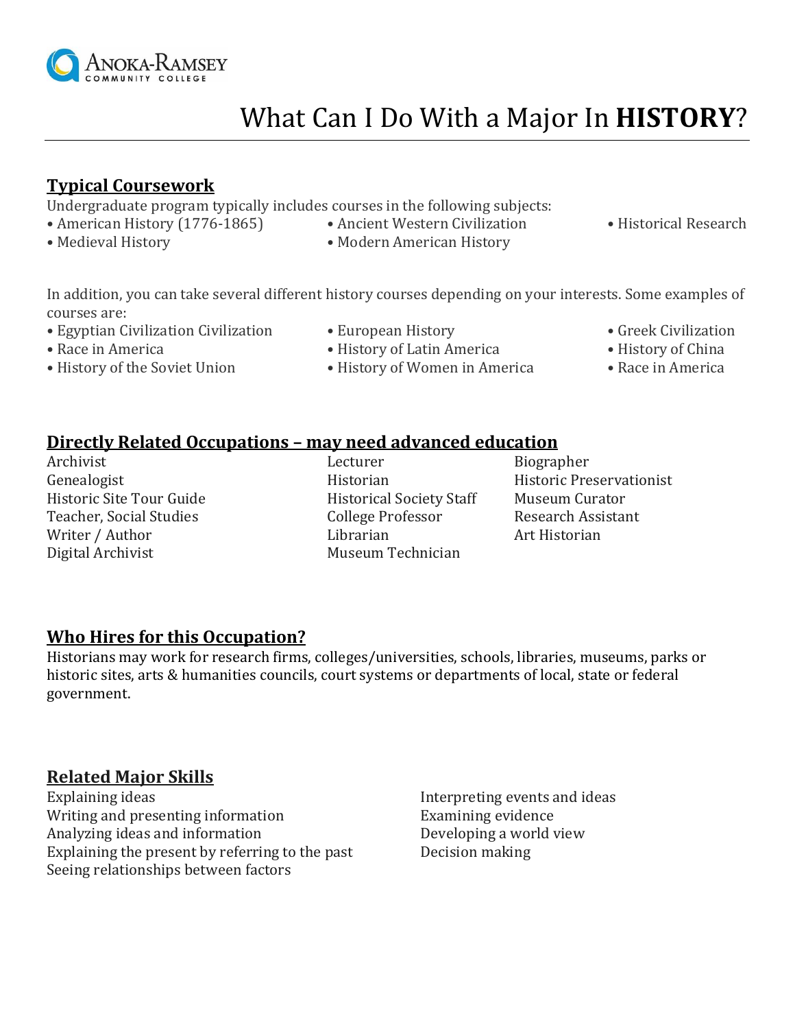# What Can I Do With a Major In **HISTORY**?

## Typical Coursework

Undergraduate program typically includes courses in the following subjects:

- American History (1776-1865)
- Ancient Western Civilization
- Historical Research
- Medieval History
- Modern American History

In addition, you can take several different history courses depending on your interests. Some examples of courses are:

- Egyptian Civilization Civilization
- European History
- Greek Civilization
- Race in America
- History of Latin America
- History of China
- History of the Soviet Union
- History of Women in America
- Race in America

## Directly Related Occupations – may need advanced education

Archivist
Lecturer
Biographer
Genealogist
Historian
Historic Preservationist
Historic Site Tour Guide
Historical Society Staff
Museum Curator
Teacher, Social Studies
College Professor
Research Assistant
Writer / Author
Librarian
Art Historian
Digital Archivist
Museum Technician

## Who Hires for this Occupation?

Historians may work for research firms, colleges/universities, schools, libraries, museums, parks or historic sites, arts & humanities councils, court systems or departments of local, state or federal government.

## Related Major Skills

Explaining ideas
Writing and presenting information
Analyzing ideas and information
Explaining the present by referring to the past
Seeing relationships between factors
Interpreting events and ideas
Examining evidence
Developing a world view
Decision making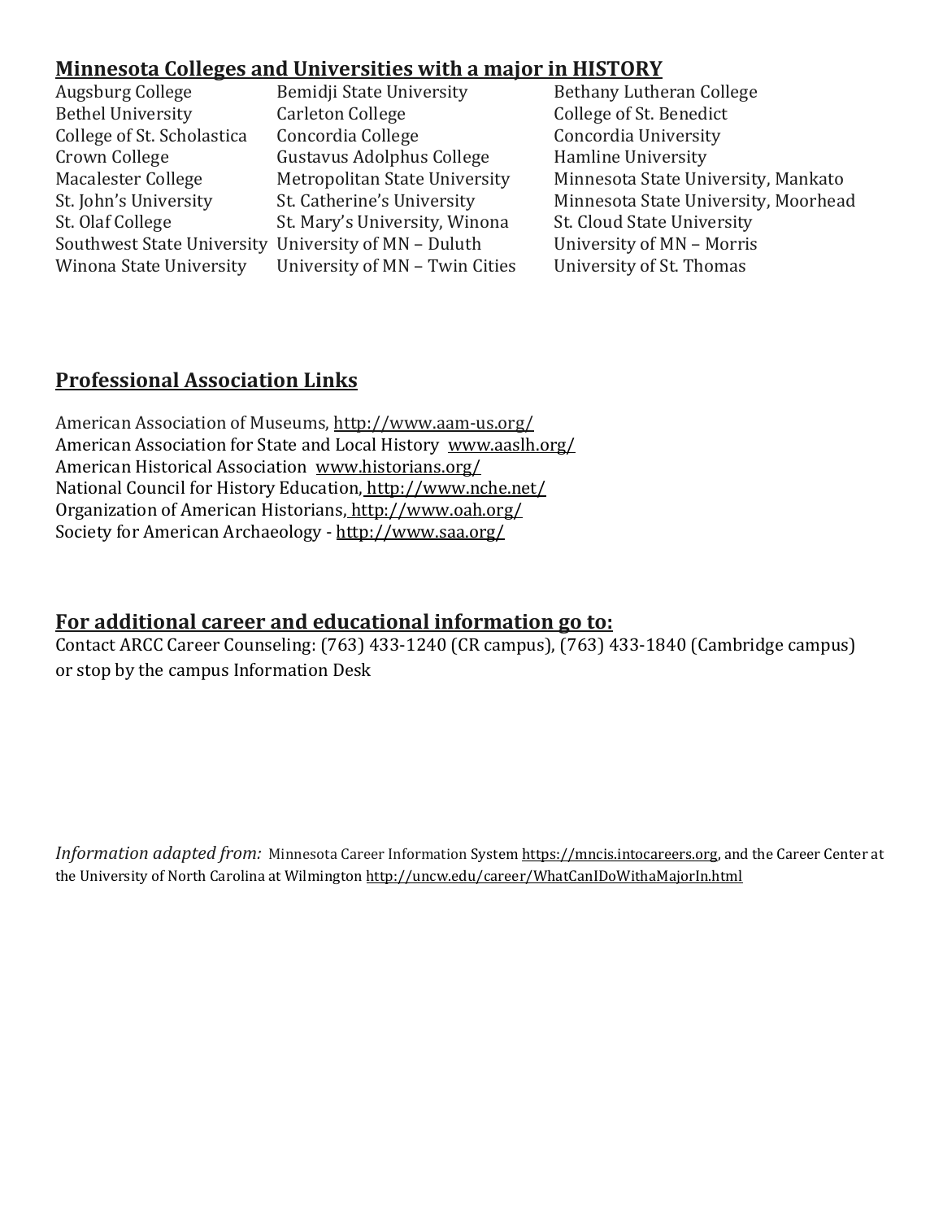## Minnesota Colleges and Universities with a major in HISTORY

| | | |
|---|---|---|
| Augsburg College | Bemidji State University | Bethany Lutheran College |
| Bethel University | Carleton College | College of St. Benedict |
| College of St. Scholastica | Concordia College | Concordia University |
| Crown College | Gustavus Adolphus College | Hamline University |
| Macalester College | Metropolitan State University | Minnesota State University, Mankato |
| St. John's University | St. Catherine's University | Minnesota State University, Moorhead |
| St. Olaf College | St. Mary's University, Winona | St. Cloud State University |
| Southwest State University | University of MN – Duluth | University of MN – Morris |
| Winona State University | University of MN – Twin Cities | University of St. Thomas |

## Professional Association Links

American Association of Museums, http://www.aam-us.org/
American Association for State and Local History www.aaslh.org/
American Historical Association www.historians.org/
National Council for History Education, http://www.nche.net/
Organization of American Historians, http://www.oah.org/
Society for American Archaeology - http://www.saa.org/

## For additional career and educational information go to:

Contact ARCC Career Counseling: (763) 433-1240 (CR campus), (763) 433-1840 (Cambridge campus) or stop by the campus Information Desk

*Information adapted from:* Minnesota Career Information System https://mncis.intocareers.org, and the Career Center at the University of North Carolina at Wilmington http://uncw.edu/career/WhatCanIDoWithaMajorIn.html